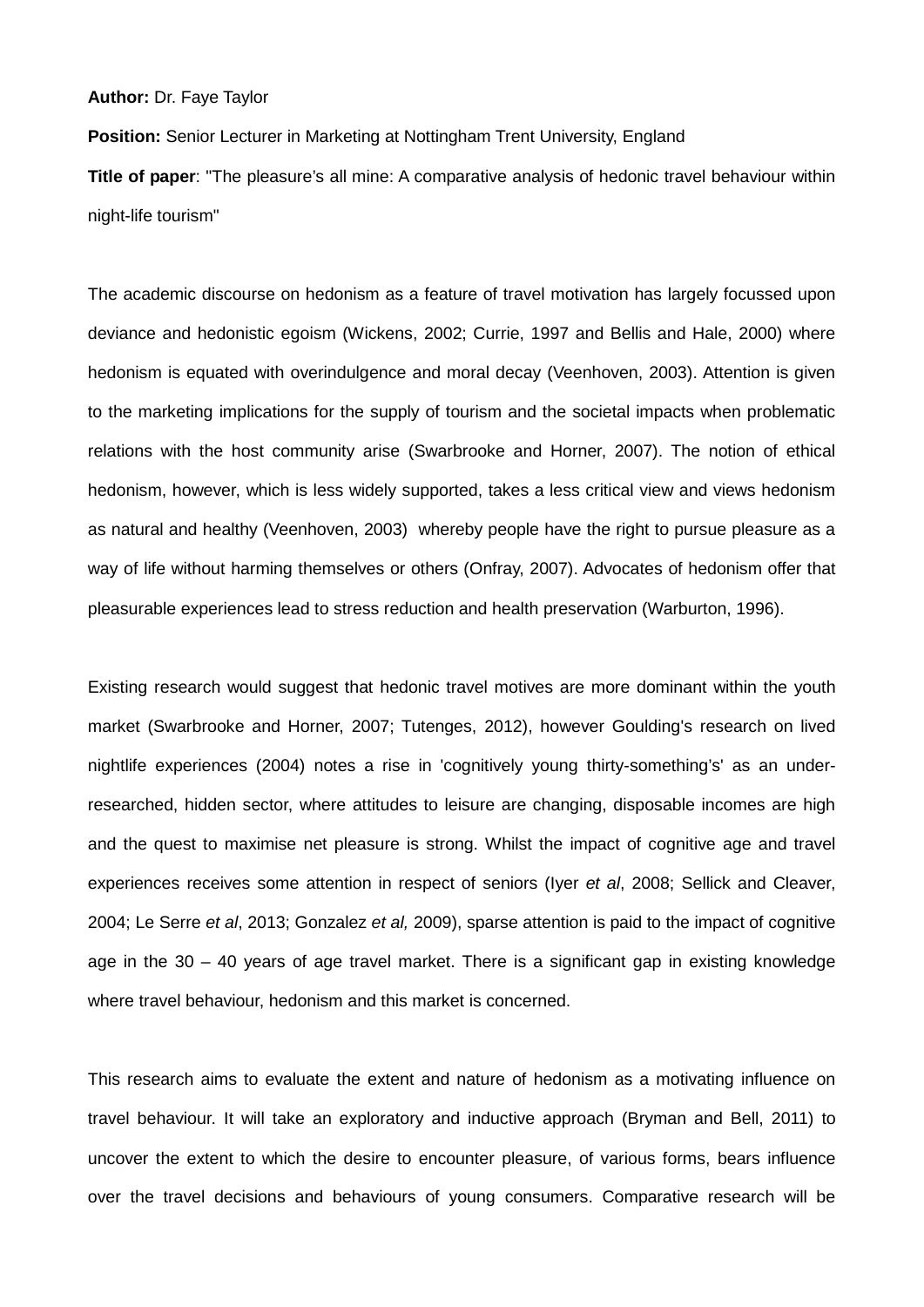**Author:** Dr. Faye Taylor

**Position:** Senior Lecturer in Marketing at Nottingham Trent University, England

**Title of paper**: "The pleasure's all mine: A comparative analysis of hedonic travel behaviour within night-life tourism"

The academic discourse on hedonism as a feature of travel motivation has largely focussed upon deviance and hedonistic egoism (Wickens, 2002; Currie, 1997 and Bellis and Hale, 2000) where hedonism is equated with overindulgence and moral decay (Veenhoven, 2003). Attention is given to the marketing implications for the supply of tourism and the societal impacts when problematic relations with the host community arise (Swarbrooke and Horner, 2007). The notion of ethical hedonism, however, which is less widely supported, takes a less critical view and views hedonism as natural and healthy (Veenhoven, 2003) whereby people have the right to pursue pleasure as a way of life without harming themselves or others (Onfray, 2007). Advocates of hedonism offer that pleasurable experiences lead to stress reduction and health preservation (Warburton, 1996).

Existing research would suggest that hedonic travel motives are more dominant within the youth market (Swarbrooke and Horner, 2007; Tutenges, 2012), however Goulding's research on lived nightlife experiences (2004) notes a rise in 'cognitively young thirty-something's' as an under-researched, hidden sector, where attitudes to leisure are changing, disposable incomes are high and the quest to maximise net pleasure is strong. Whilst the impact of cognitive age and travel experiences receives some attention in respect of seniors (Iyer *et al*, 2008; Sellick and Cleaver, 2004; Le Serre *et al*, 2013; Gonzalez *et al,* 2009), sparse attention is paid to the impact of cognitive age in the 30 – 40 years of age travel market. There is a significant gap in existing knowledge where travel behaviour, hedonism and this market is concerned.

This research aims to evaluate the extent and nature of hedonism as a motivating influence on travel behaviour. It will take an exploratory and inductive approach (Bryman and Bell, 2011) to uncover the extent to which the desire to encounter pleasure, of various forms, bears influence over the travel decisions and behaviours of young consumers. Comparative research will be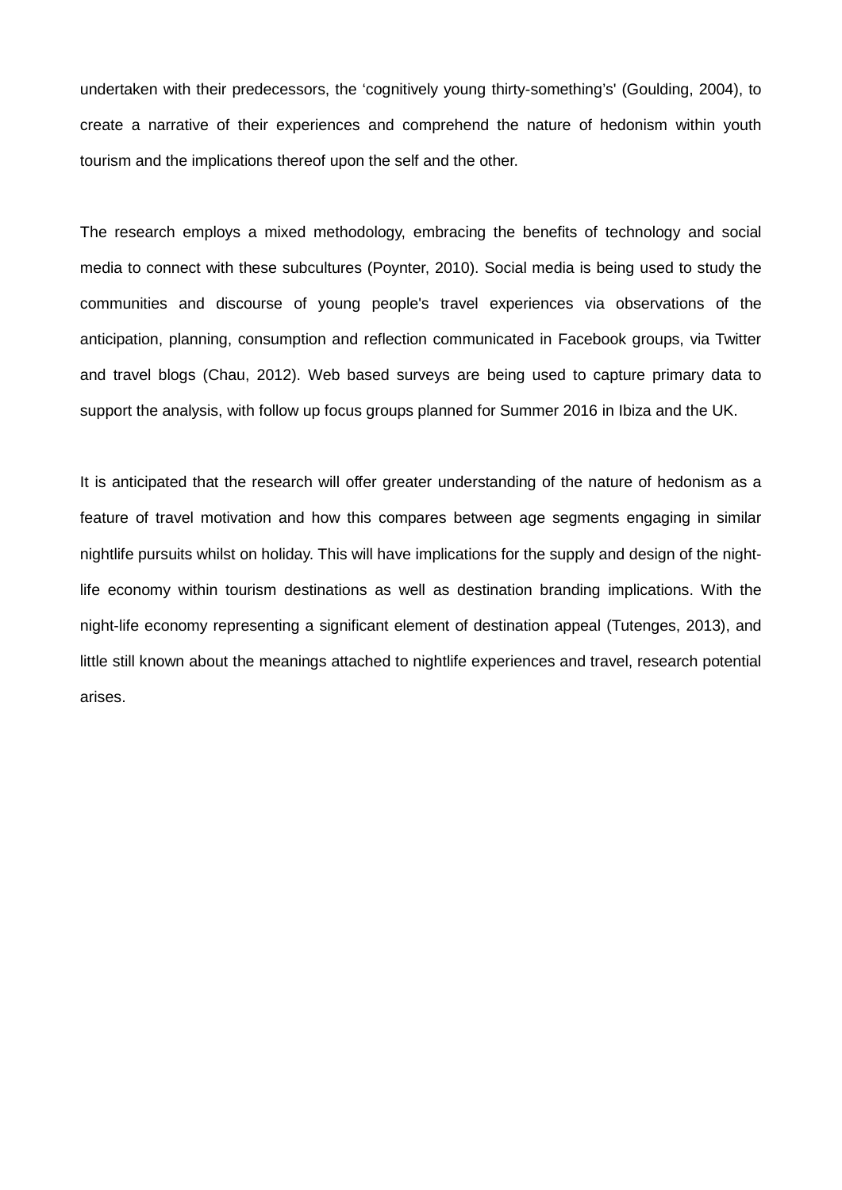undertaken with their predecessors, the 'cognitively young thirty-something's' (Goulding, 2004), to create a narrative of their experiences and comprehend the nature of hedonism within youth tourism and the implications thereof upon the self and the other.

The research employs a mixed methodology, embracing the benefits of technology and social media to connect with these subcultures (Poynter, 2010). Social media is being used to study the communities and discourse of young people's travel experiences via observations of the anticipation, planning, consumption and reflection communicated in Facebook groups, via Twitter and travel blogs (Chau, 2012). Web based surveys are being used to capture primary data to support the analysis, with follow up focus groups planned for Summer 2016 in Ibiza and the UK.

It is anticipated that the research will offer greater understanding of the nature of hedonism as a feature of travel motivation and how this compares between age segments engaging in similar nightlife pursuits whilst on holiday. This will have implications for the supply and design of the night-life economy within tourism destinations as well as destination branding implications. With the night-life economy representing a significant element of destination appeal (Tutenges, 2013), and little still known about the meanings attached to nightlife experiences and travel, research potential arises.